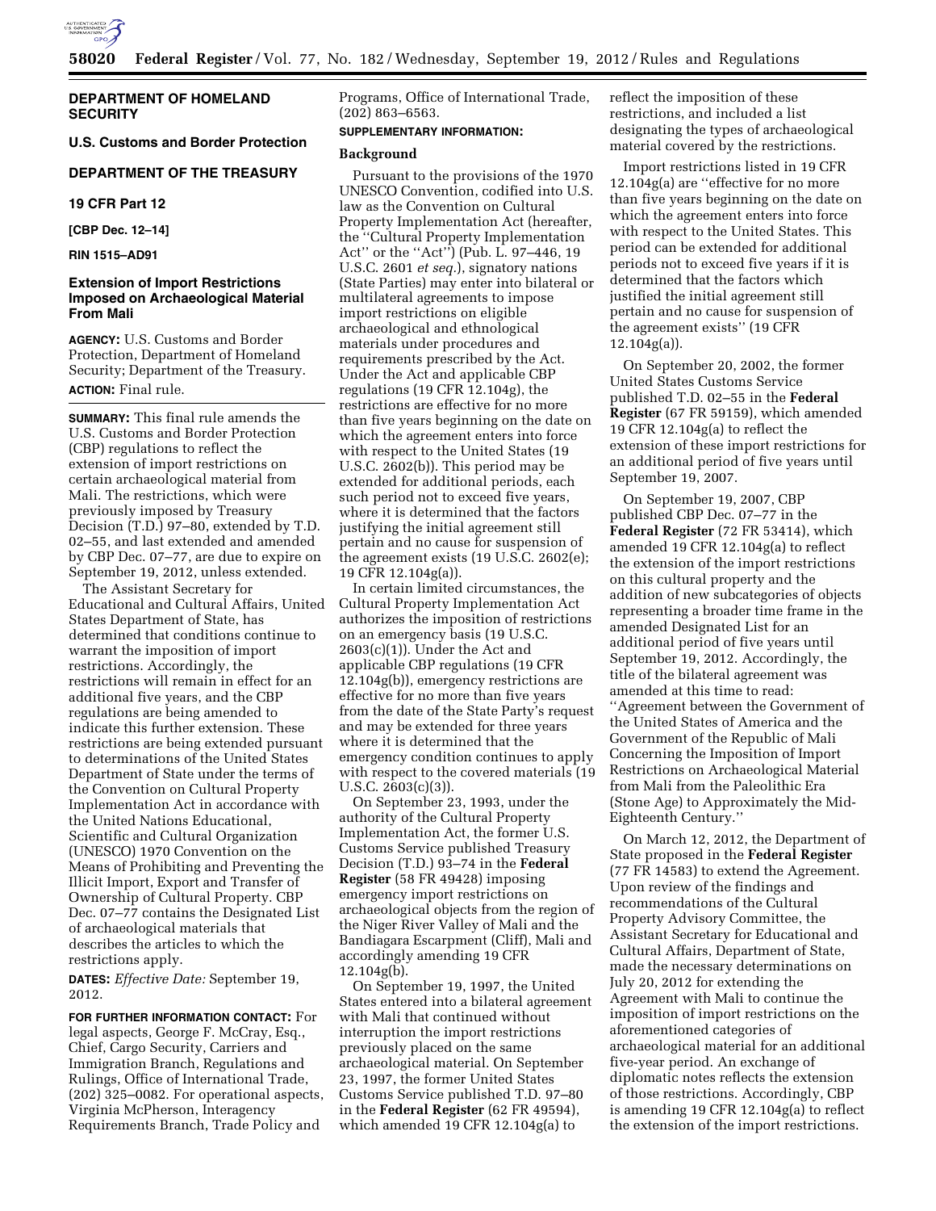**DEPARTMENT OF HOMELAND SECURITY**

**U.S. Customs and Border Protection**

**DEPARTMENT OF THE TREASURY**

**19 CFR Part 12**

**[CBP Dec. 12–14]**

**RIN 1515–AD91**

## Extension of Import Restrictions Imposed on Archaeological Material From Mali

**AGENCY:** U.S. Customs and Border Protection, Department of Homeland Security; Department of the Treasury.

**ACTION:** Final rule.

**SUMMARY:** This final rule amends the U.S. Customs and Border Protection (CBP) regulations to reflect the extension of import restrictions on certain archaeological material from Mali. The restrictions, which were previously imposed by Treasury Decision (T.D.) 97–80, extended by T.D. 02–55, and last extended and amended by CBP Dec. 07–77, are due to expire on September 19, 2012, unless extended.

The Assistant Secretary for Educational and Cultural Affairs, United States Department of State, has determined that conditions continue to warrant the imposition of import restrictions. Accordingly, the restrictions will remain in effect for an additional five years, and the CBP regulations are being amended to indicate this further extension. These restrictions are being extended pursuant to determinations of the United States Department of State under the terms of the Convention on Cultural Property Implementation Act in accordance with the United Nations Educational, Scientific and Cultural Organization (UNESCO) 1970 Convention on the Means of Prohibiting and Preventing the Illicit Import, Export and Transfer of Ownership of Cultural Property. CBP Dec. 07–77 contains the Designated List of archaeological materials that describes the articles to which the restrictions apply.

**DATES:** *Effective Date:* September 19, 2012.

**FOR FURTHER INFORMATION CONTACT:** For legal aspects, George F. McCray, Esq., Chief, Cargo Security, Carriers and Immigration Branch, Regulations and Rulings, Office of International Trade, (202) 325–0082. For operational aspects, Virginia McPherson, Interagency Requirements Branch, Trade Policy and Programs, Office of International Trade, (202) 863–6563.

**SUPPLEMENTARY INFORMATION:**

### Background

Pursuant to the provisions of the 1970 UNESCO Convention, codified into U.S. law as the Convention on Cultural Property Implementation Act (hereafter, the ''Cultural Property Implementation Act'' or the ''Act'') (Pub. L. 97–446, 19 U.S.C. 2601 *et seq.*), signatory nations (State Parties) may enter into bilateral or multilateral agreements to impose import restrictions on eligible archaeological and ethnological materials under procedures and requirements prescribed by the Act. Under the Act and applicable CBP regulations (19 CFR 12.104g), the restrictions are effective for no more than five years beginning on the date on which the agreement enters into force with respect to the United States (19 U.S.C. 2602(b)). This period may be extended for additional periods, each such period not to exceed five years, where it is determined that the factors justifying the initial agreement still pertain and no cause for suspension of the agreement exists (19 U.S.C. 2602(e); 19 CFR 12.104g(a)).

In certain limited circumstances, the Cultural Property Implementation Act authorizes the imposition of restrictions on an emergency basis (19 U.S.C. 2603(c)(1)). Under the Act and applicable CBP regulations (19 CFR 12.104g(b)), emergency restrictions are effective for no more than five years from the date of the State Party's request and may be extended for three years where it is determined that the emergency condition continues to apply with respect to the covered materials (19 U.S.C. 2603(c)(3)).

On September 23, 1993, under the authority of the Cultural Property Implementation Act, the former U.S. Customs Service published Treasury Decision (T.D.) 93–74 in the **Federal Register** (58 FR 49428) imposing emergency import restrictions on archaeological objects from the region of the Niger River Valley of Mali and the Bandiagara Escarpment (Cliff), Mali and accordingly amending 19 CFR 12.104g(b).

On September 19, 1997, the United States entered into a bilateral agreement with Mali that continued without interruption the import restrictions previously placed on the same archaeological material. On September 23, 1997, the former United States Customs Service published T.D. 97–80 in the **Federal Register** (62 FR 49594), which amended 19 CFR 12.104g(a) to reflect the imposition of these restrictions, and included a list designating the types of archaeological material covered by the restrictions.

Import restrictions listed in 19 CFR 12.104g(a) are ''effective for no more than five years beginning on the date on which the agreement enters into force with respect to the United States. This period can be extended for additional periods not to exceed five years if it is determined that the factors which justified the initial agreement still pertain and no cause for suspension of the agreement exists'' (19 CFR 12.104g(a)).

On September 20, 2002, the former United States Customs Service published T.D. 02–55 in the **Federal Register** (67 FR 59159), which amended 19 CFR 12.104g(a) to reflect the extension of these import restrictions for an additional period of five years until September 19, 2007.

On September 19, 2007, CBP published CBP Dec. 07–77 in the **Federal Register** (72 FR 53414), which amended 19 CFR 12.104g(a) to reflect the extension of the import restrictions on this cultural property and the addition of new subcategories of objects representing a broader time frame in the amended Designated List for an additional period of five years until September 19, 2012. Accordingly, the title of the bilateral agreement was amended at this time to read: ''Agreement between the Government of the United States of America and the Government of the Republic of Mali Concerning the Imposition of Import Restrictions on Archaeological Material from Mali from the Paleolithic Era (Stone Age) to Approximately the Mid-Eighteenth Century.''

On March 12, 2012, the Department of State proposed in the **Federal Register** (77 FR 14583) to extend the Agreement. Upon review of the findings and recommendations of the Cultural Property Advisory Committee, the Assistant Secretary for Educational and Cultural Affairs, Department of State, made the necessary determinations on July 20, 2012 for extending the Agreement with Mali to continue the imposition of import restrictions on the aforementioned categories of archaeological material for an additional five-year period. An exchange of diplomatic notes reflects the extension of those restrictions. Accordingly, CBP is amending 19 CFR 12.104g(a) to reflect the extension of the import restrictions.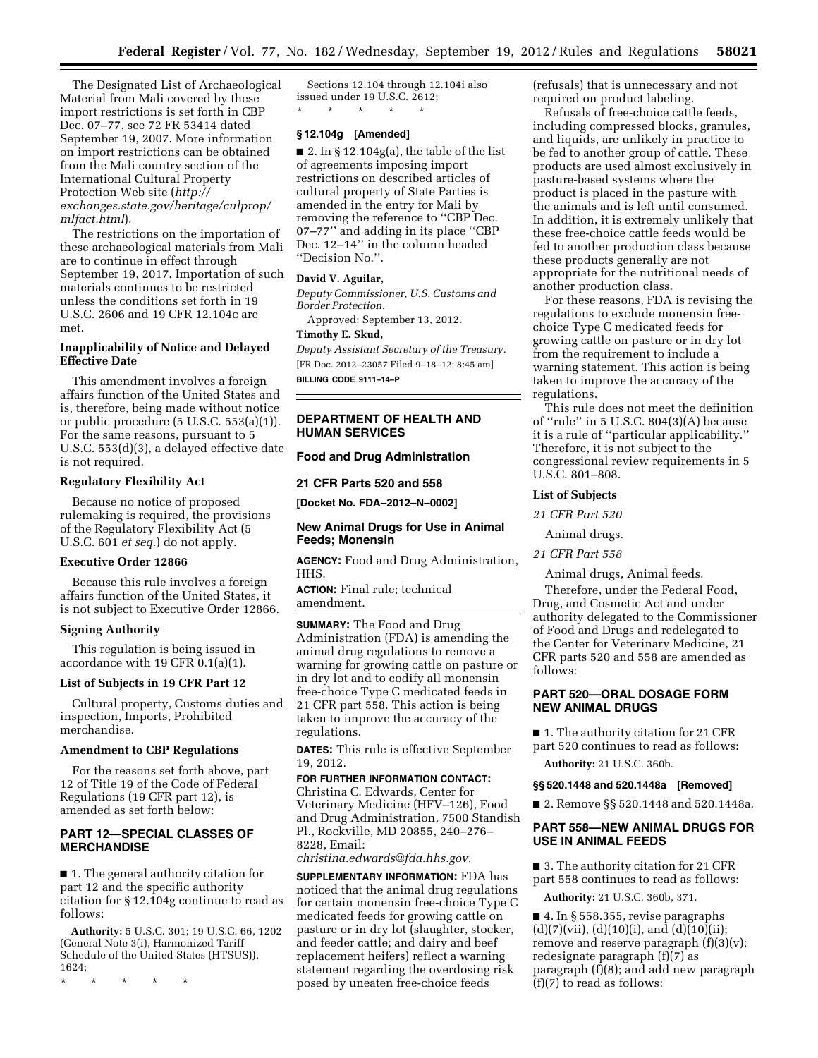The Designated List of Archaeological Material from Mali covered by these import restrictions is set forth in CBP Dec. 07–77, see 72 FR 53414 dated September 19, 2007. More information on import restrictions can be obtained from the Mali country section of the International Cultural Property Protection Web site (*http://exchanges.state.gov/heritage/culprop/mlfact.html*).

The restrictions on the importation of these archaeological materials from Mali are to continue in effect through September 19, 2017. Importation of such materials continues to be restricted unless the conditions set forth in 19 U.S.C. 2606 and 19 CFR 12.104c are met.

### Inapplicability of Notice and Delayed Effective Date

This amendment involves a foreign affairs function of the United States and is, therefore, being made without notice or public procedure (5 U.S.C. 553(a)(1)). For the same reasons, pursuant to 5 U.S.C. 553(d)(3), a delayed effective date is not required.

### Regulatory Flexibility Act

Because no notice of proposed rulemaking is required, the provisions of the Regulatory Flexibility Act (5 U.S.C. 601 *et seq.*) do not apply.

### Executive Order 12866

Because this rule involves a foreign affairs function of the United States, it is not subject to Executive Order 12866.

### Signing Authority

This regulation is being issued in accordance with 19 CFR 0.1(a)(1).

### List of Subjects in 19 CFR Part 12

Cultural property, Customs duties and inspection, Imports, Prohibited merchandise.

### Amendment to CBP Regulations

For the reasons set forth above, part 12 of Title 19 of the Code of Federal Regulations (19 CFR part 12), is amended as set forth below:

## PART 12—SPECIAL CLASSES OF MERCHANDISE

■ 1. The general authority citation for part 12 and the specific authority citation for § 12.104g continue to read as follows:

**Authority:** 5 U.S.C. 301; 19 U.S.C. 66, 1202 (General Note 3(i), Harmonized Tariff Schedule of the United States (HTSUS)), 1624;

\* \* \* \* \*

Sections 12.104 through 12.104i also issued under 19 U.S.C. 2612;

\* \* \* \* \*

### § 12.104g [Amended]

■ 2. In § 12.104g(a), the table of the list of agreements imposing import restrictions on described articles of cultural property of State Parties is amended in the entry for Mali by removing the reference to ''CBP Dec. 07–77'' and adding in its place ''CBP Dec. 12–14'' in the column headed ''Decision No.''.

**David V. Aguilar,**

*Deputy Commissioner, U.S. Customs and Border Protection.*

Approved: September 13, 2012.

**Timothy E. Skud,**

*Deputy Assistant Secretary of the Treasury.*

[FR Doc. 2012–23057 Filed 9–18–12; 8:45 am]

**BILLING CODE 9111–14–P**

## DEPARTMENT OF HEALTH AND HUMAN SERVICES

### Food and Drug Administration

### 21 CFR Parts 520 and 558

**[Docket No. FDA–2012–N–0002]**

### New Animal Drugs for Use in Animal Feeds; Monensin

**AGENCY:** Food and Drug Administration, HHS.

**ACTION:** Final rule; technical amendment.

**SUMMARY:** The Food and Drug Administration (FDA) is amending the animal drug regulations to remove a warning for growing cattle on pasture or in dry lot and to codify all monensin free-choice Type C medicated feeds in 21 CFR part 558. This action is being taken to improve the accuracy of the regulations.

**DATES:** This rule is effective September 19, 2012.

**FOR FURTHER INFORMATION CONTACT:** Christina C. Edwards, Center for Veterinary Medicine (HFV–126), Food and Drug Administration, 7500 Standish Pl., Rockville, MD 20855, 240–276–8228, Email: *christina.edwards@fda.hhs.gov.*

**SUPPLEMENTARY INFORMATION:** FDA has noticed that the animal drug regulations for certain monensin free-choice Type C medicated feeds for growing cattle on pasture or in dry lot (slaughter, stocker, and feeder cattle; and dairy and beef replacement heifers) reflect a warning statement regarding the overdosing risk posed by uneaten free-choice feeds (refusals) that is unnecessary and not required on product labeling.

Refusals of free-choice cattle feeds, including compressed blocks, granules, and liquids, are unlikely in practice to be fed to another group of cattle. These products are used almost exclusively in pasture-based systems where the product is placed in the pasture with the animals and is left until consumed. In addition, it is extremely unlikely that these free-choice cattle feeds would be fed to another production class because these products generally are not appropriate for the nutritional needs of another production class.

For these reasons, FDA is revising the regulations to exclude monensin free-choice Type C medicated feeds for growing cattle on pasture or in dry lot from the requirement to include a warning statement. This action is being taken to improve the accuracy of the regulations.

This rule does not meet the definition of ''rule'' in 5 U.S.C. 804(3)(A) because it is a rule of ''particular applicability.'' Therefore, it is not subject to the congressional review requirements in 5 U.S.C. 801–808.

### List of Subjects

*21 CFR Part 520*

Animal drugs.

*21 CFR Part 558*

Animal drugs, Animal feeds.

Therefore, under the Federal Food, Drug, and Cosmetic Act and under authority delegated to the Commissioner of Food and Drugs and redelegated to the Center for Veterinary Medicine, 21 CFR parts 520 and 558 are amended as follows:

## PART 520—ORAL DOSAGE FORM NEW ANIMAL DRUGS

■ 1. The authority citation for 21 CFR part 520 continues to read as follows:

**Authority:** 21 U.S.C. 360b.

### §§ 520.1448 and 520.1448a [Removed]

■ 2. Remove §§ 520.1448 and 520.1448a.

## PART 558—NEW ANIMAL DRUGS FOR USE IN ANIMAL FEEDS

■ 3. The authority citation for 21 CFR part 558 continues to read as follows:

**Authority:** 21 U.S.C. 360b, 371.

■ 4. In § 558.355, revise paragraphs (d)(7)(vii), (d)(10)(i), and (d)(10)(ii); remove and reserve paragraph (f)(3)(v); redesignate paragraph (f)(7) as paragraph (f)(8); and add new paragraph (f)(7) to read as follows: